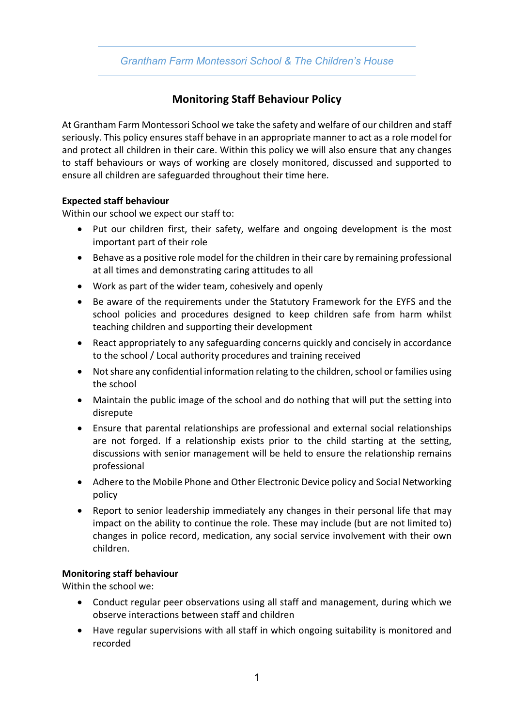Grantham Farm Montessori School & The Children's House

# Monitoring Staff Behaviour Policy

At Grantham Farm Montessori School we take the safety and welfare of our children and staff seriously. This policy ensures staff behave in an appropriate manner to act as a role model for and protect all children in their care. Within this policy we will also ensure that any changes to staff behaviours or ways of working are closely monitored, discussed and supported to ensure all children are safeguarded throughout their time here.

**Expected staff behaviour**

Within our school we expect our staff to:

- Put our children first, their safety, welfare and ongoing development is the most important part of their role
- Behave as a positive role model for the children in their care by remaining professional at all times and demonstrating caring attitudes to all
- Work as part of the wider team, cohesively and openly
- Be aware of the requirements under the Statutory Framework for the EYFS and the school policies and procedures designed to keep children safe from harm whilst teaching children and supporting their development
- React appropriately to any safeguarding concerns quickly and concisely in accordance to the school / Local authority procedures and training received
- Not share any confidential information relating to the children, school or families using the school
- Maintain the public image of the school and do nothing that will put the setting into disrepute
- Ensure that parental relationships are professional and external social relationships are not forged. If a relationship exists prior to the child starting at the setting, discussions with senior management will be held to ensure the relationship remains professional
- Adhere to the Mobile Phone and Other Electronic Device policy and Social Networking policy
- Report to senior leadership immediately any changes in their personal life that may impact on the ability to continue the role. These may include (but are not limited to) changes in police record, medication, any social service involvement with their own children.

**Monitoring staff behaviour**

Within the school we:

- Conduct regular peer observations using all staff and management, during which we observe interactions between staff and children
- Have regular supervisions with all staff in which ongoing suitability is monitored and recorded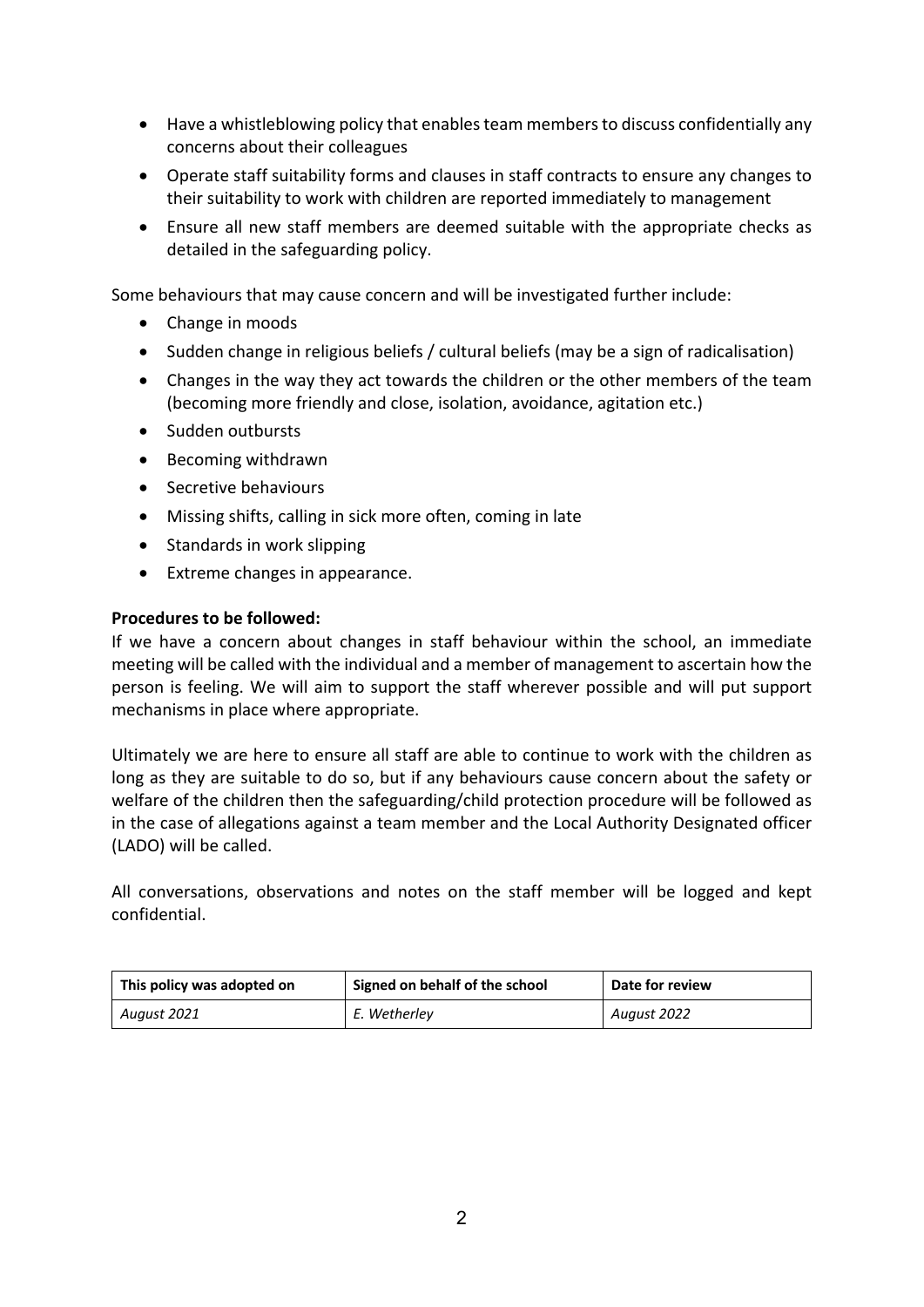- Have a whistleblowing policy that enables team members to discuss confidentially any concerns about their colleagues
- Operate staff suitability forms and clauses in staff contracts to ensure any changes to their suitability to work with children are reported immediately to management
- Ensure all new staff members are deemed suitable with the appropriate checks as detailed in the safeguarding policy.

Some behaviours that may cause concern and will be investigated further include:

- Change in moods
- Sudden change in religious beliefs / cultural beliefs (may be a sign of radicalisation)
- Changes in the way they act towards the children or the other members of the team (becoming more friendly and close, isolation, avoidance, agitation etc.)
- Sudden outbursts
- Becoming withdrawn
- Secretive behaviours
- Missing shifts, calling in sick more often, coming in late
- Standards in work slipping
- Extreme changes in appearance.

**Procedures to be followed:**
If we have a concern about changes in staff behaviour within the school, an immediate meeting will be called with the individual and a member of management to ascertain how the person is feeling. We will aim to support the staff wherever possible and will put support mechanisms in place where appropriate.

Ultimately we are here to ensure all staff are able to continue to work with the children as long as they are suitable to do so, but if any behaviours cause concern about the safety or welfare of the children then the safeguarding/child protection procedure will be followed as in the case of allegations against a team member and the Local Authority Designated officer (LADO) will be called.

All conversations, observations and notes on the staff member will be logged and kept confidential.

| This policy was adopted on | Signed on behalf of the school | Date for review |
|---|---|---|
| *August 2021* | *E. Wetherley* | *August 2022* |